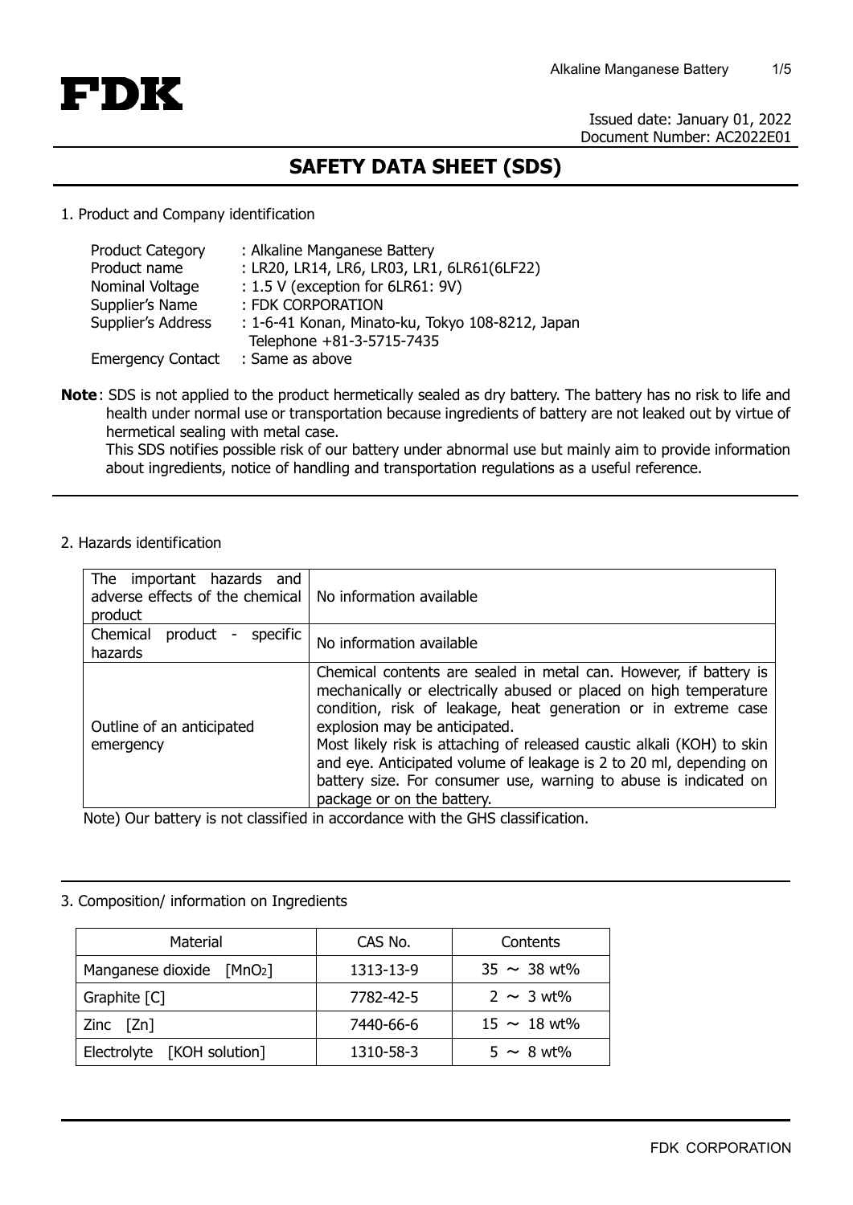**FDK**

Issued date: January 01, 2022
Document Number: AC2022E01

# SAFETY DATA SHEET (SDS)

## 1. Product and Company identification

| | |
|---|---|
| Product Category | : Alkaline Manganese Battery |
| Product name | : LR20, LR14, LR6, LR03, LR1, 6LR61(6LF22) |
| Nominal Voltage | : 1.5 V (exception for 6LR61: 9V) |
| Supplier's Name | : FDK CORPORATION |
| Supplier's Address | : 1-6-41 Konan, Minato-ku, Tokyo 108-8212, Japan<br>Telephone +81-3-5715-7435 |
| Emergency Contact | : Same as above |

**Note**: SDS is not applied to the product hermetically sealed as dry battery. The battery has no risk to life and health under normal use or transportation because ingredients of battery are not leaked out by virtue of hermetical sealing with metal case.
This SDS notifies possible risk of our battery under abnormal use but mainly aim to provide information about ingredients, notice of handling and transportation regulations as a useful reference.

## 2. Hazards identification

| | |
|---|---|
| The important hazards and adverse effects of the chemical product | No information available |
| Chemical product - specific hazards | No information available |
| Outline of an anticipated emergency | Chemical contents are sealed in metal can. However, if battery is mechanically or electrically abused or placed on high temperature condition, risk of leakage, heat generation or in extreme case explosion may be anticipated.<br>Most likely risk is attaching of released caustic alkali (KOH) to skin and eye. Anticipated volume of leakage is 2 to 20 ml, depending on battery size. For consumer use, warning to abuse is indicated on package or on the battery. |

Note) Our battery is not classified in accordance with the GHS classification.

## 3. Composition/ information on Ingredients

| Material | CAS No. | Contents |
|---|---|---|
| Manganese dioxide [$MnO_2$] | 1313-13-9 | 35 ～ 38 wt% |
| Graphite [C] | 7782-42-5 | 2 ～ 3 wt% |
| Zinc [Zn] | 7440-66-6 | 15 ～ 18 wt% |
| Electrolyte [KOH solution] | 1310-58-3 | 5 ～ 8 wt% |

FDK CORPORATION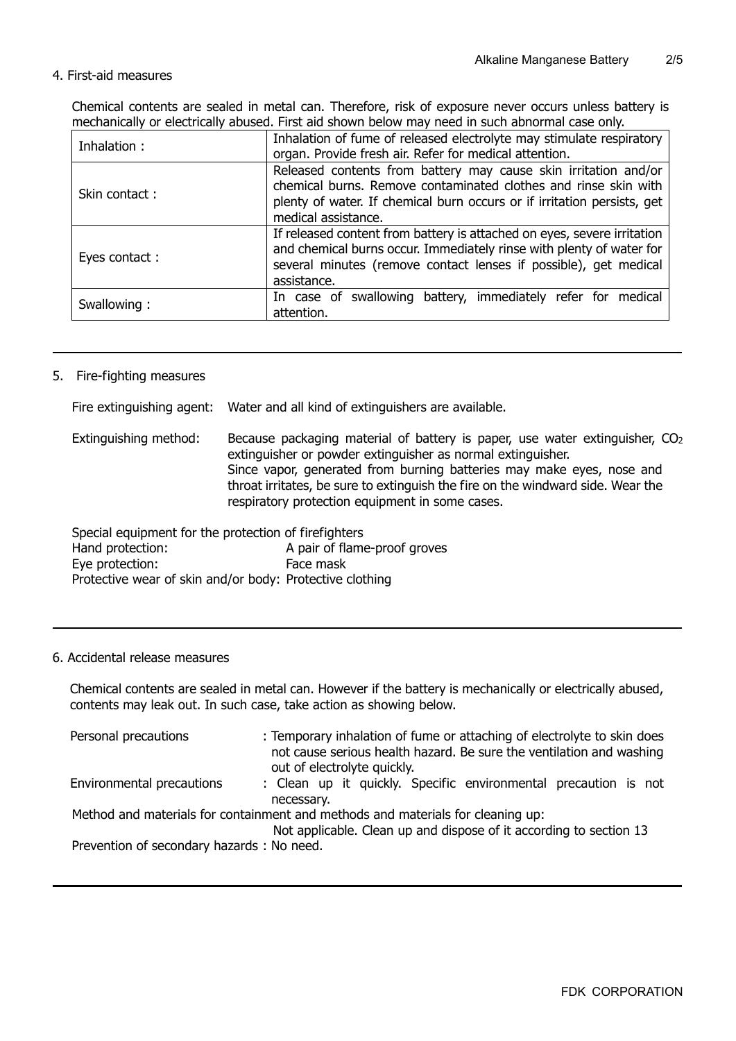## 4. First-aid measures

Chemical contents are sealed in metal can. Therefore, risk of exposure never occurs unless battery is mechanically or electrically abused. First aid shown below may need in such abnormal case only.

| | |
|---|---|
| Inhalation : | Inhalation of fume of released electrolyte may stimulate respiratory organ. Provide fresh air. Refer for medical attention. |
| Skin contact : | Released contents from battery may cause skin irritation and/or chemical burns. Remove contaminated clothes and rinse skin with plenty of water. If chemical burn occurs or if irritation persists, get medical assistance. |
| Eyes contact : | If released content from battery is attached on eyes, severe irritation and chemical burns occur. Immediately rinse with plenty of water for several minutes (remove contact lenses if possible), get medical assistance. |
| Swallowing : | In case of swallowing battery, immediately refer for medical attention. |

## 5. Fire-fighting measures

Fire extinguishing agent: Water and all kind of extinguishers are available.

Extinguishing method: Because packaging material of battery is paper, use water extinguisher, $CO_2$ extinguisher or powder extinguisher as normal extinguisher.
Since vapor, generated from burning batteries may make eyes, nose and throat irritates, be sure to extinguish the fire on the windward side. Wear the respiratory protection equipment in some cases.

Special equipment for the protection of firefighters
Hand protection: A pair of flame-proof groves
Eye protection: Face mask
Protective wear of skin and/or body: Protective clothing

## 6. Accidental release measures

Chemical contents are sealed in metal can. However if the battery is mechanically or electrically abused, contents may leak out. In such case, take action as showing below.

Personal precautions : Temporary inhalation of fume or attaching of electrolyte to skin does not cause serious health hazard. Be sure the ventilation and washing out of electrolyte quickly.

Environmental precautions : Clean up it quickly. Specific environmental precaution is not necessary.

Method and materials for containment and methods and materials for cleaning up:
Not applicable. Clean up and dispose of it according to section 13

Prevention of secondary hazards : No need.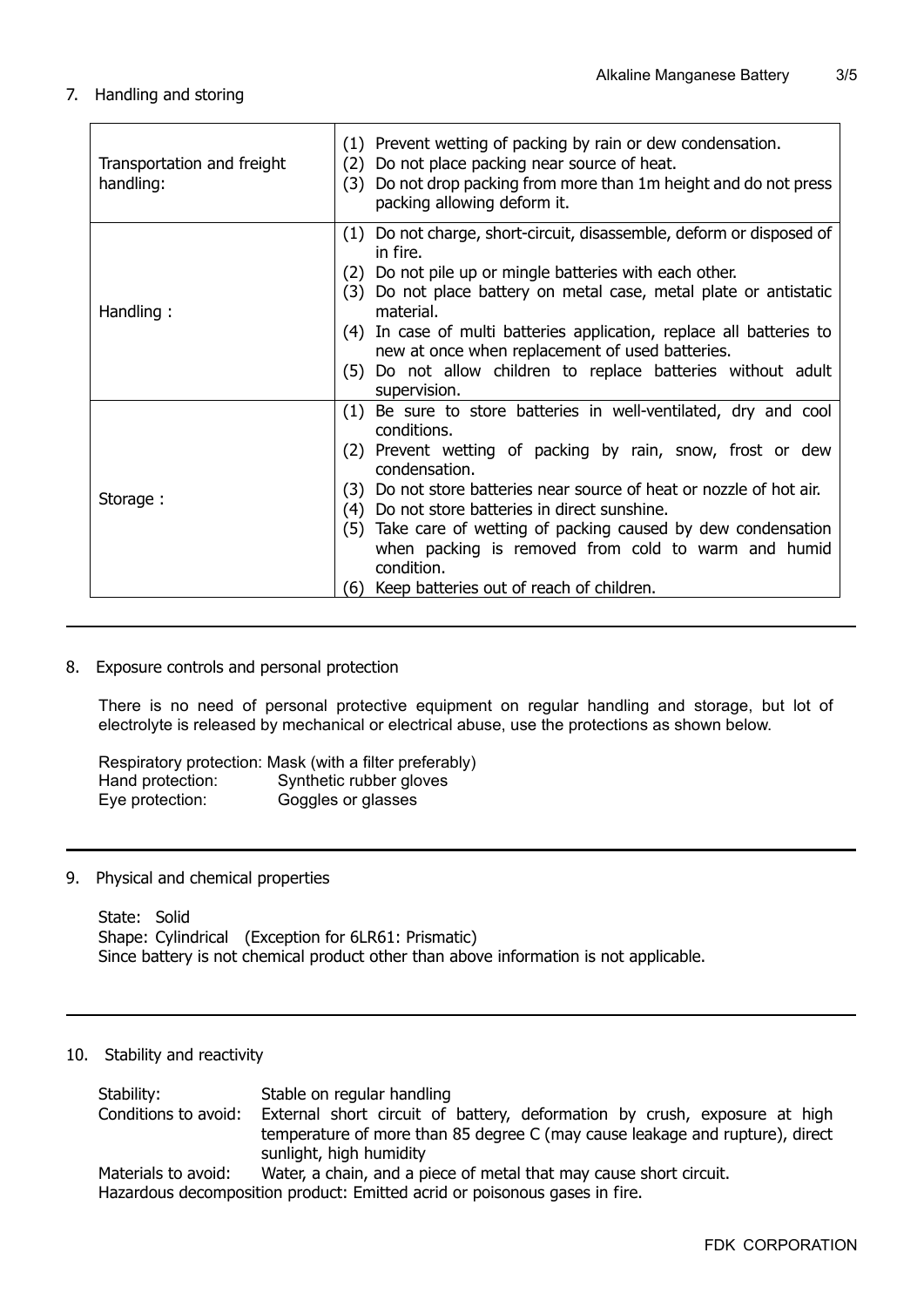## 7. Handling and storing

| | |
|---|---|
| Transportation and freight handling: | (1) Prevent wetting of packing by rain or dew condensation.<br>(2) Do not place packing near source of heat.<br>(3) Do not drop packing from more than 1m height and do not press packing allowing deform it. |
| Handling : | (1) Do not charge, short-circuit, disassemble, deform or disposed of in fire.<br>(2) Do not pile up or mingle batteries with each other.<br>(3) Do not place battery on metal case, metal plate or antistatic material.<br>(4) In case of multi batteries application, replace all batteries to new at once when replacement of used batteries.<br>(5) Do not allow children to replace batteries without adult supervision. |
| Storage : | (1) Be sure to store batteries in well-ventilated, dry and cool conditions.<br>(2) Prevent wetting of packing by rain, snow, frost or dew condensation.<br>(3) Do not store batteries near source of heat or nozzle of hot air.<br>(4) Do not store batteries in direct sunshine.<br>(5) Take care of wetting of packing caused by dew condensation when packing is removed from cold to warm and humid condition.<br>(6) Keep batteries out of reach of children. |

## 8. Exposure controls and personal protection

There is no need of personal protective equipment on regular handling and storage, but lot of electrolyte is released by mechanical or electrical abuse, use the protections as shown below.

Respiratory protection: Mask (with a filter preferably)
Hand protection: Synthetic rubber gloves
Eye protection: Goggles or glasses

## 9. Physical and chemical properties

State: Solid
Shape: Cylindrical (Exception for 6LR61: Prismatic)
Since battery is not chemical product other than above information is not applicable.

## 10. Stability and reactivity

Stability: Stable on regular handling
Conditions to avoid: External short circuit of battery, deformation by crush, exposure at high temperature of more than 85 degree C (may cause leakage and rupture), direct sunlight, high humidity
Materials to avoid: Water, a chain, and a piece of metal that may cause short circuit.
Hazardous decomposition product: Emitted acrid or poisonous gases in fire.

FDK CORPORATION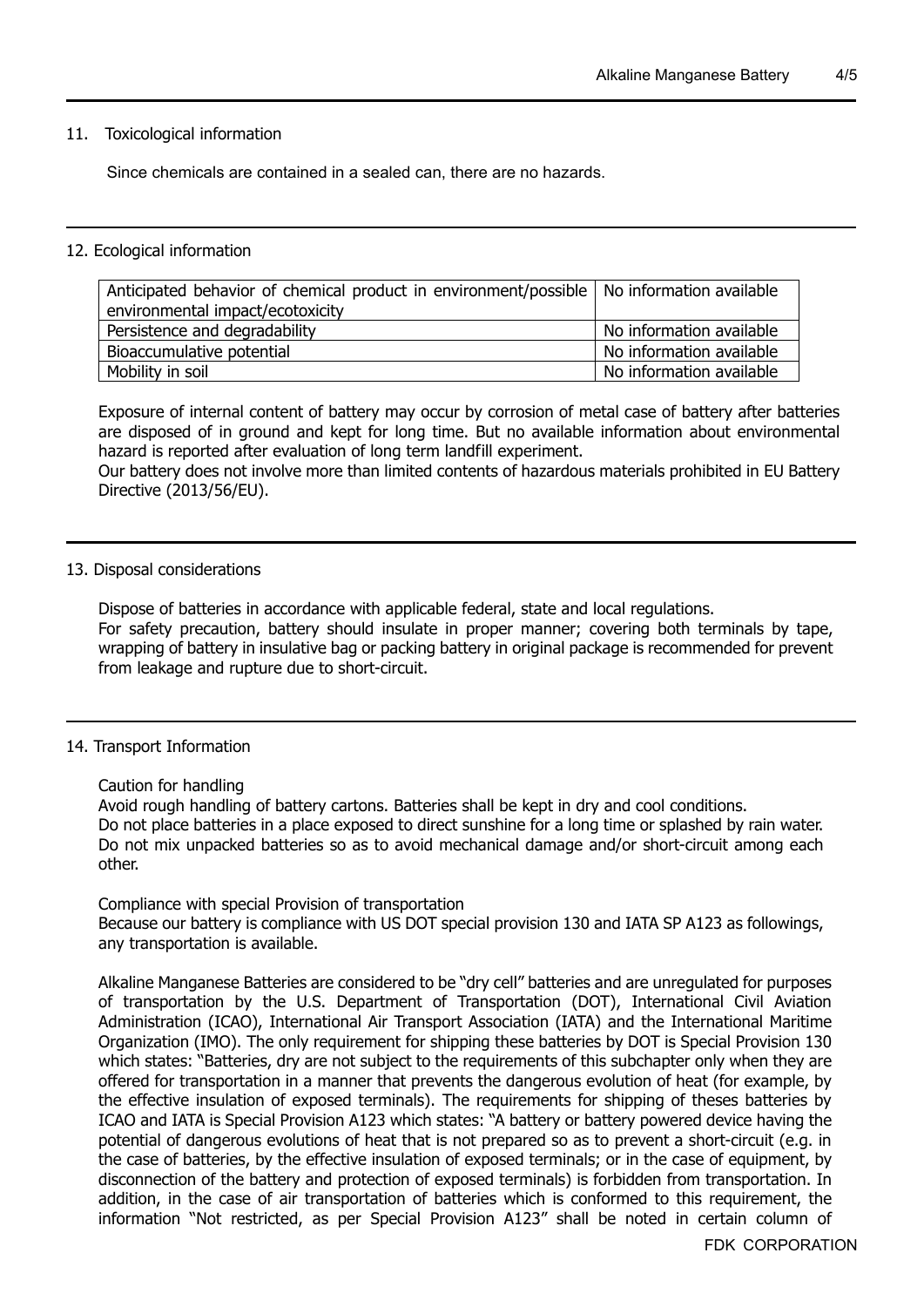## 11. Toxicological information

Since chemicals are contained in a sealed can, there are no hazards.

## 12. Ecological information

| Anticipated behavior of chemical product in environment/possible environmental impact/ecotoxicity | No information available |
|---|---|
| Persistence and degradability | No information available |
| Bioaccumulative potential | No information available |
| Mobility in soil | No information available |

Exposure of internal content of battery may occur by corrosion of metal case of battery after batteries are disposed of in ground and kept for long time. But no available information about environmental hazard is reported after evaluation of long term landfill experiment.
Our battery does not involve more than limited contents of hazardous materials prohibited in EU Battery Directive (2013/56/EU).

## 13. Disposal considerations

Dispose of batteries in accordance with applicable federal, state and local regulations.
For safety precaution, battery should insulate in proper manner; covering both terminals by tape, wrapping of battery in insulative bag or packing battery in original package is recommended for prevent from leakage and rupture due to short-circuit.

## 14. Transport Information

Caution for handling
Avoid rough handling of battery cartons. Batteries shall be kept in dry and cool conditions.
Do not place batteries in a place exposed to direct sunshine for a long time or splashed by rain water.
Do not mix unpacked batteries so as to avoid mechanical damage and/or short-circuit among each other.

Compliance with special Provision of transportation
Because our battery is compliance with US DOT special provision 130 and IATA SP A123 as followings, any transportation is available.

Alkaline Manganese Batteries are considered to be "dry cell" batteries and are unregulated for purposes of transportation by the U.S. Department of Transportation (DOT), International Civil Aviation Administration (ICAO), International Air Transport Association (IATA) and the International Maritime Organization (IMO). The only requirement for shipping these batteries by DOT is Special Provision 130 which states: "Batteries, dry are not subject to the requirements of this subchapter only when they are offered for transportation in a manner that prevents the dangerous evolution of heat (for example, by the effective insulation of exposed terminals). The requirements for shipping of theses batteries by ICAO and IATA is Special Provision A123 which states: "A battery or battery powered device having the potential of dangerous evolutions of heat that is not prepared so as to prevent a short-circuit (e.g. in the case of batteries, by the effective insulation of exposed terminals; or in the case of equipment, by disconnection of the battery and protection of exposed terminals) is forbidden from transportation. In addition, in the case of air transportation of batteries which is conformed to this requirement, the information "Not restricted, as per Special Provision A123" shall be noted in certain column of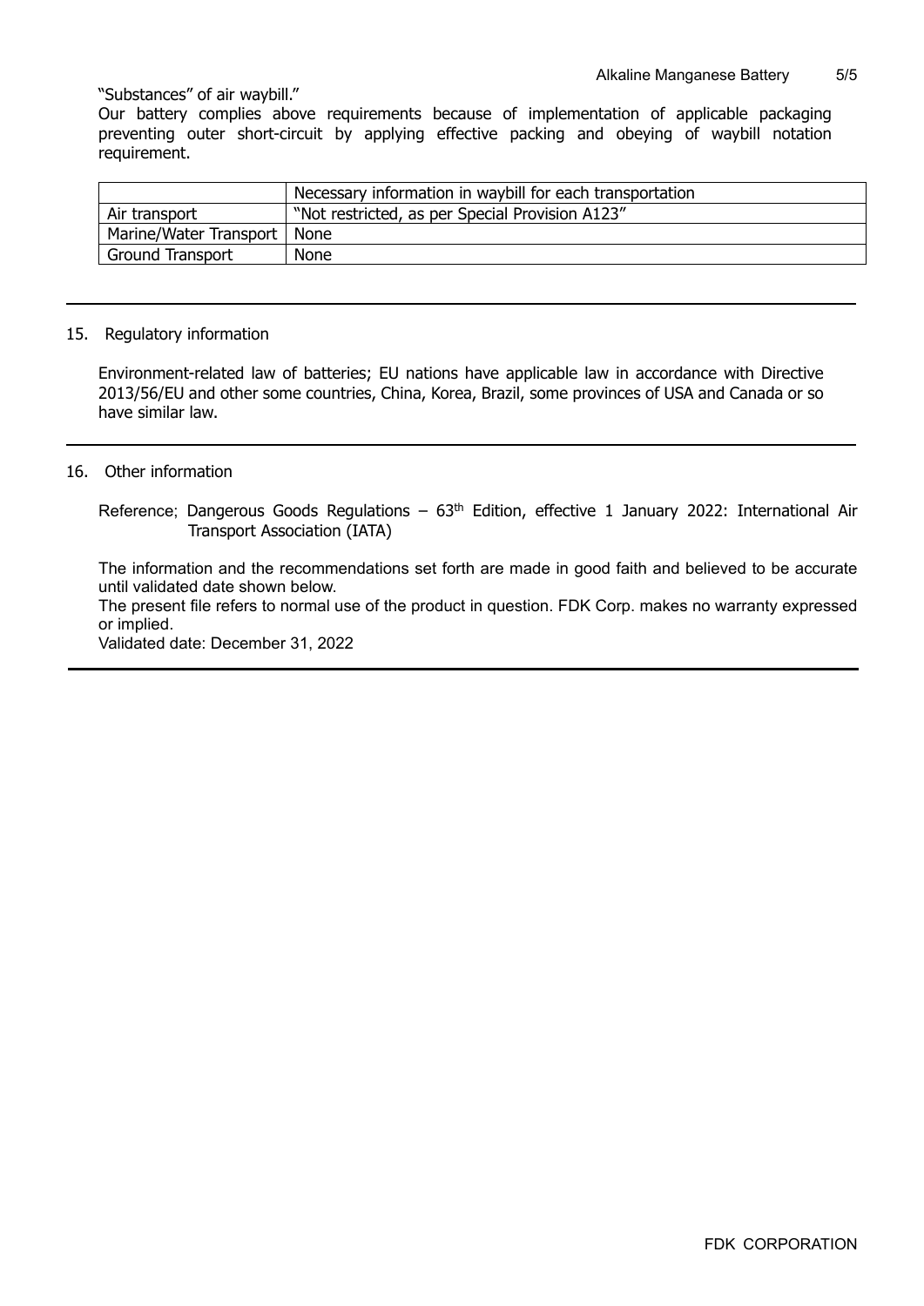"Substances" of air waybill."

Our battery complies above requirements because of implementation of applicable packaging preventing outer short-circuit by applying effective packing and obeying of waybill notation requirement.

| | Necessary information in waybill for each transportation |
|---|---|
| Air transport | "Not restricted, as per Special Provision A123" |
| Marine/Water Transport | None |
| Ground Transport | None |

## 15. Regulatory information

Environment-related law of batteries; EU nations have applicable law in accordance with Directive 2013/56/EU and other some countries, China, Korea, Brazil, some provinces of USA and Canada or so have similar law.

## 16. Other information

Reference; Dangerous Goods Regulations – 63th Edition, effective 1 January 2022: International Air Transport Association (IATA)

The information and the recommendations set forth are made in good faith and believed to be accurate until validated date shown below.

The present file refers to normal use of the product in question. FDK Corp. makes no warranty expressed or implied.

Validated date: December 31, 2022